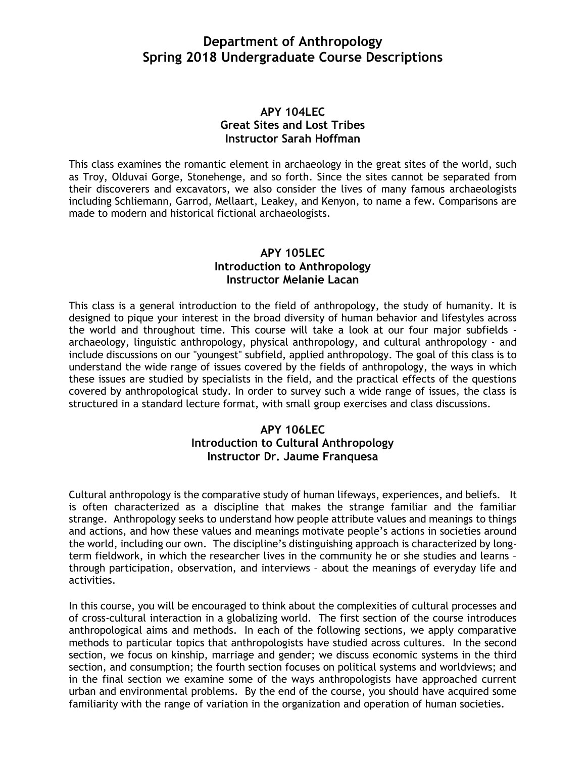# Department of Anthropology
# Spring 2018 Undergraduate Course Descriptions

### APY 104LEC
### Great Sites and Lost Tribes
### Instructor Sarah Hoffman

This class examines the romantic element in archaeology in the great sites of the world, such as Troy, Olduvai Gorge, Stonehenge, and so forth. Since the sites cannot be separated from their discoverers and excavators, we also consider the lives of many famous archaeologists including Schliemann, Garrod, Mellaart, Leakey, and Kenyon, to name a few. Comparisons are made to modern and historical fictional archaeologists.

### APY 105LEC
### Introduction to Anthropology
### Instructor Melanie Lacan

This class is a general introduction to the field of anthropology, the study of humanity. It is designed to pique your interest in the broad diversity of human behavior and lifestyles across the world and throughout time. This course will take a look at our four major subfields - archaeology, linguistic anthropology, physical anthropology, and cultural anthropology - and include discussions on our "youngest" subfield, applied anthropology. The goal of this class is to understand the wide range of issues covered by the fields of anthropology, the ways in which these issues are studied by specialists in the field, and the practical effects of the questions covered by anthropological study. In order to survey such a wide range of issues, the class is structured in a standard lecture format, with small group exercises and class discussions.

### APY 106LEC
### Introduction to Cultural Anthropology
### Instructor Dr. Jaume Franquesa

Cultural anthropology is the comparative study of human lifeways, experiences, and beliefs. It is often characterized as a discipline that makes the strange familiar and the familiar strange. Anthropology seeks to understand how people attribute values and meanings to things and actions, and how these values and meanings motivate people's actions in societies around the world, including our own. The discipline's distinguishing approach is characterized by long-term fieldwork, in which the researcher lives in the community he or she studies and learns – through participation, observation, and interviews – about the meanings of everyday life and activities.

In this course, you will be encouraged to think about the complexities of cultural processes and of cross-cultural interaction in a globalizing world. The first section of the course introduces anthropological aims and methods. In each of the following sections, we apply comparative methods to particular topics that anthropologists have studied across cultures. In the second section, we focus on kinship, marriage and gender; we discuss economic systems in the third section, and consumption; the fourth section focuses on political systems and worldviews; and in the final section we examine some of the ways anthropologists have approached current urban and environmental problems. By the end of the course, you should have acquired some familiarity with the range of variation in the organization and operation of human societies.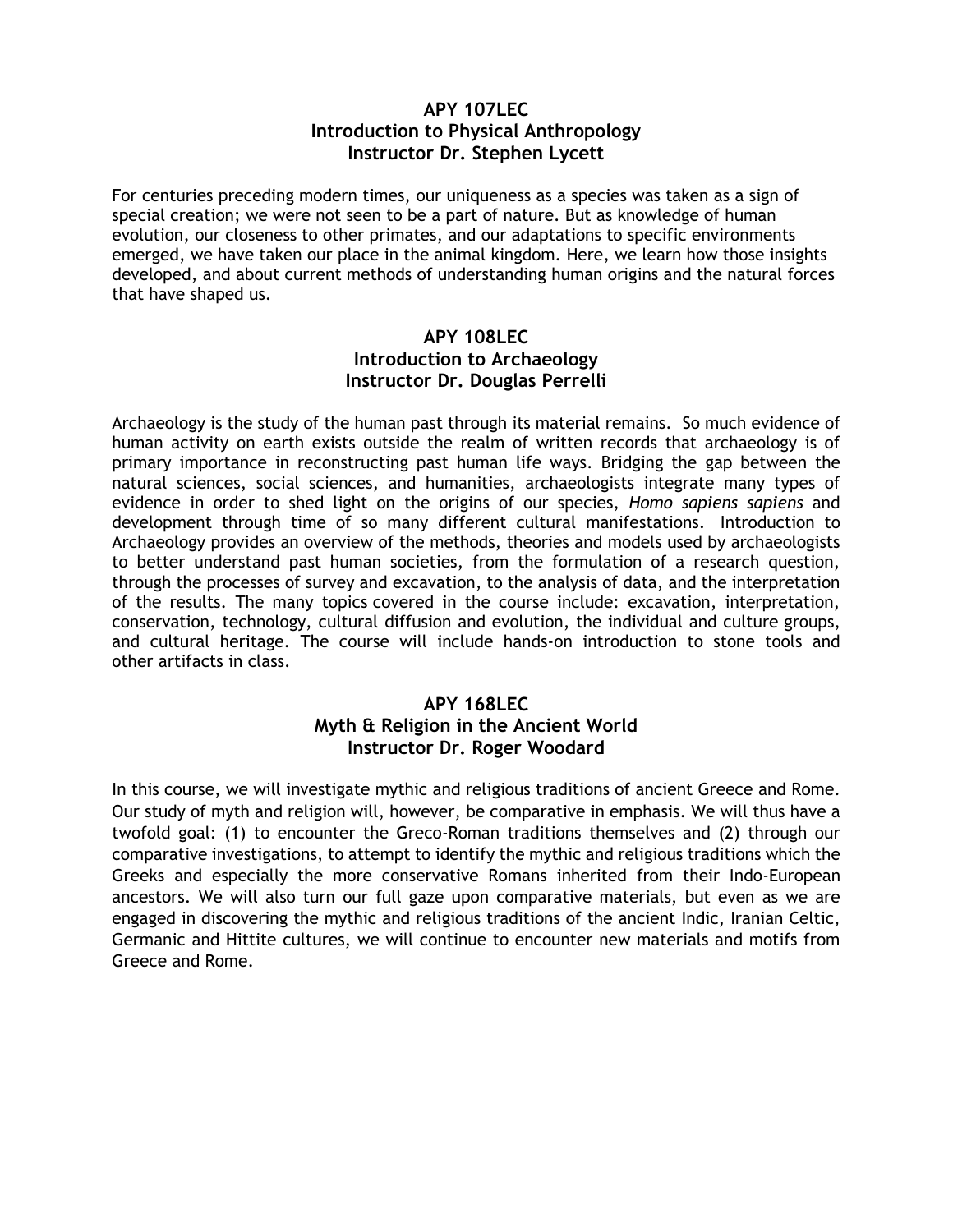## APY 107LEC
## Introduction to Physical Anthropology
## Instructor Dr. Stephen Lycett

For centuries preceding modern times, our uniqueness as a species was taken as a sign of special creation; we were not seen to be a part of nature. But as knowledge of human evolution, our closeness to other primates, and our adaptations to specific environments emerged, we have taken our place in the animal kingdom. Here, we learn how those insights developed, and about current methods of understanding human origins and the natural forces that have shaped us.

## APY 108LEC
## Introduction to Archaeology
## Instructor Dr. Douglas Perrelli

Archaeology is the study of the human past through its material remains. So much evidence of human activity on earth exists outside the realm of written records that archaeology is of primary importance in reconstructing past human life ways. Bridging the gap between the natural sciences, social sciences, and humanities, archaeologists integrate many types of evidence in order to shed light on the origins of our species, *Homo sapiens sapiens* and development through time of so many different cultural manifestations. Introduction to Archaeology provides an overview of the methods, theories and models used by archaeologists to better understand past human societies, from the formulation of a research question, through the processes of survey and excavation, to the analysis of data, and the interpretation of the results. The many topics covered in the course include: excavation, interpretation, conservation, technology, cultural diffusion and evolution, the individual and culture groups, and cultural heritage. The course will include hands-on introduction to stone tools and other artifacts in class.

## APY 168LEC
## Myth & Religion in the Ancient World
## Instructor Dr. Roger Woodard

In this course, we will investigate mythic and religious traditions of ancient Greece and Rome. Our study of myth and religion will, however, be comparative in emphasis. We will thus have a twofold goal: (1) to encounter the Greco-Roman traditions themselves and (2) through our comparative investigations, to attempt to identify the mythic and religious traditions which the Greeks and especially the more conservative Romans inherited from their Indo-European ancestors. We will also turn our full gaze upon comparative materials, but even as we are engaged in discovering the mythic and religious traditions of the ancient Indic, Iranian Celtic, Germanic and Hittite cultures, we will continue to encounter new materials and motifs from Greece and Rome.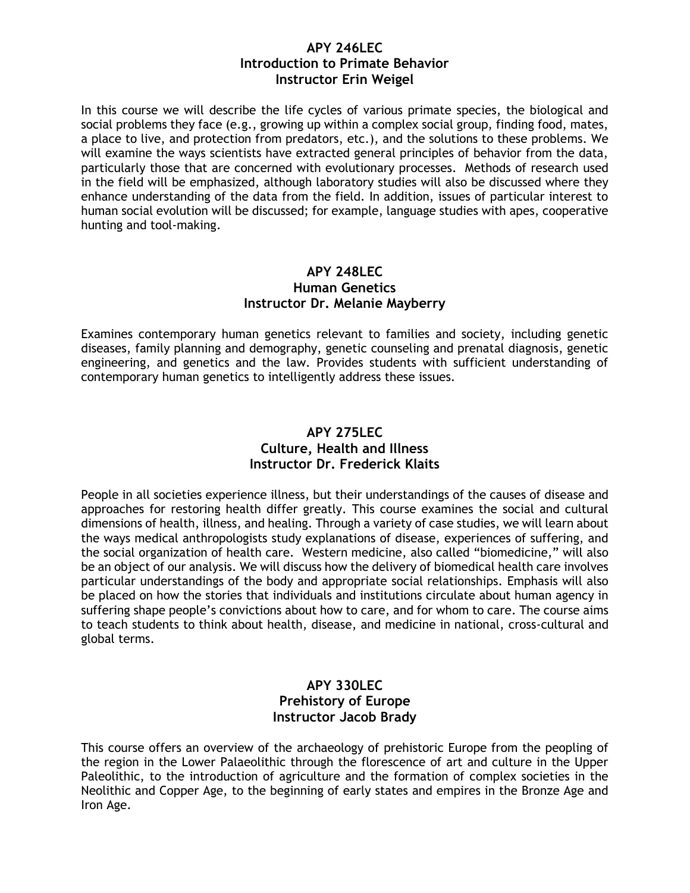### APY 246LEC
### Introduction to Primate Behavior
### Instructor Erin Weigel

In this course we will describe the life cycles of various primate species, the biological and social problems they face (e.g., growing up within a complex social group, finding food, mates, a place to live, and protection from predators, etc.), and the solutions to these problems. We will examine the ways scientists have extracted general principles of behavior from the data, particularly those that are concerned with evolutionary processes. Methods of research used in the field will be emphasized, although laboratory studies will also be discussed where they enhance understanding of the data from the field. In addition, issues of particular interest to human social evolution will be discussed; for example, language studies with apes, cooperative hunting and tool-making.

### APY 248LEC
### Human Genetics
### Instructor Dr. Melanie Mayberry

Examines contemporary human genetics relevant to families and society, including genetic diseases, family planning and demography, genetic counseling and prenatal diagnosis, genetic engineering, and genetics and the law. Provides students with sufficient understanding of contemporary human genetics to intelligently address these issues.

### APY 275LEC
### Culture, Health and Illness
### Instructor Dr. Frederick Klaits

People in all societies experience illness, but their understandings of the causes of disease and approaches for restoring health differ greatly. This course examines the social and cultural dimensions of health, illness, and healing. Through a variety of case studies, we will learn about the ways medical anthropologists study explanations of disease, experiences of suffering, and the social organization of health care. Western medicine, also called "biomedicine," will also be an object of our analysis. We will discuss how the delivery of biomedical health care involves particular understandings of the body and appropriate social relationships. Emphasis will also be placed on how the stories that individuals and institutions circulate about human agency in suffering shape people's convictions about how to care, and for whom to care. The course aims to teach students to think about health, disease, and medicine in national, cross-cultural and global terms.

### APY 330LEC
### Prehistory of Europe
### Instructor Jacob Brady

This course offers an overview of the archaeology of prehistoric Europe from the peopling of the region in the Lower Palaeolithic through the florescence of art and culture in the Upper Paleolithic, to the introduction of agriculture and the formation of complex societies in the Neolithic and Copper Age, to the beginning of early states and empires in the Bronze Age and Iron Age.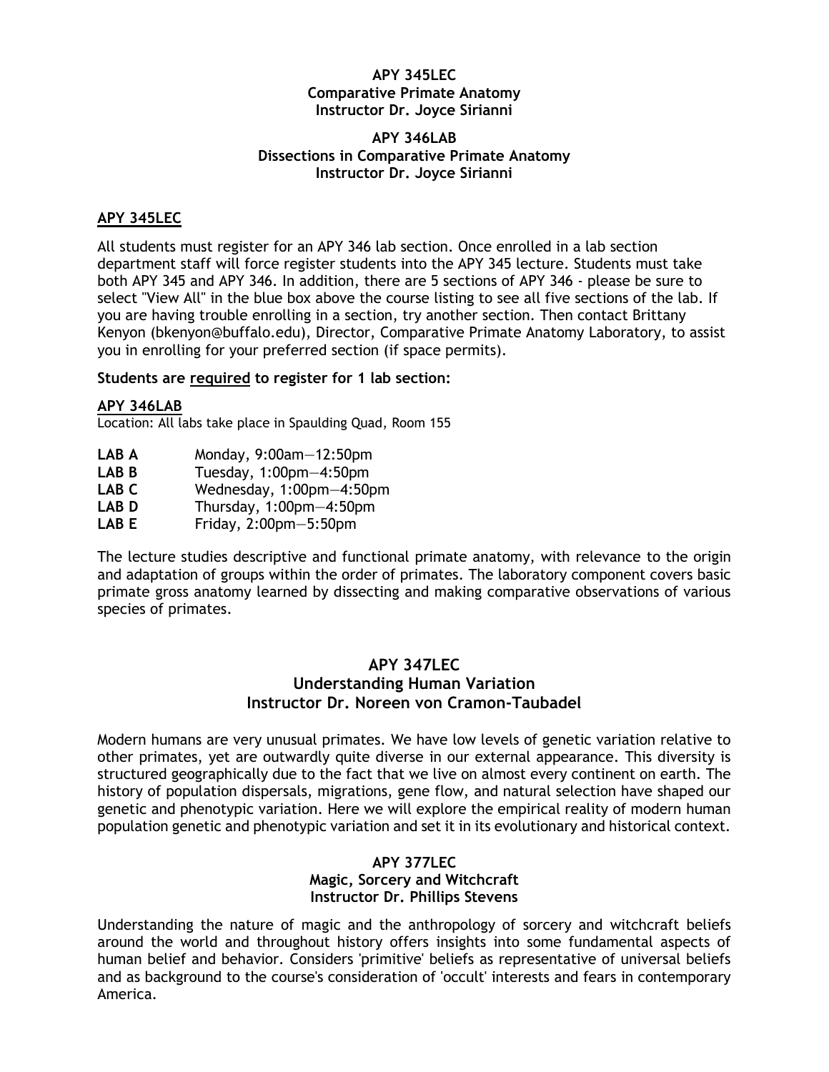**APY 345LEC**
**Comparative Primate Anatomy**
**Instructor Dr. Joyce Sirianni**

**APY 346LAB**
**Dissections in Comparative Primate Anatomy**
**Instructor Dr. Joyce Sirianni**

## APY 345LEC

All students must register for an APY 346 lab section. Once enrolled in a lab section department staff will force register students into the APY 345 lecture. Students must take both APY 345 and APY 346. In addition, there are 5 sections of APY 346 - please be sure to select "View All" in the blue box above the course listing to see all five sections of the lab. If you are having trouble enrolling in a section, try another section. Then contact Brittany Kenyon (bkenyon@buffalo.edu), Director, Comparative Primate Anatomy Laboratory, to assist you in enrolling for your preferred section (if space permits).

**Students are required to register for 1 lab section:**

### APY 346LAB

Location: All labs take place in Spaulding Quad, Room 155

| | |
|---|---|
| **LAB A** | Monday, 9:00am—12:50pm |
| **LAB B** | Tuesday, 1:00pm—4:50pm |
| **LAB C** | Wednesday, 1:00pm—4:50pm |
| **LAB D** | Thursday, 1:00pm—4:50pm |
| **LAB E** | Friday, 2:00pm—5:50pm |

The lecture studies descriptive and functional primate anatomy, with relevance to the origin and adaptation of groups within the order of primates. The laboratory component covers basic primate gross anatomy learned by dissecting and making comparative observations of various species of primates.

## APY 347LEC
**Understanding Human Variation**
**Instructor Dr. Noreen von Cramon-Taubadel**

Modern humans are very unusual primates. We have low levels of genetic variation relative to other primates, yet are outwardly quite diverse in our external appearance. This diversity is structured geographically due to the fact that we live on almost every continent on earth. The history of population dispersals, migrations, gene flow, and natural selection have shaped our genetic and phenotypic variation. Here we will explore the empirical reality of modern human population genetic and phenotypic variation and set it in its evolutionary and historical context.

## APY 377LEC
**Magic, Sorcery and Witchcraft**
**Instructor Dr. Phillips Stevens**

Understanding the nature of magic and the anthropology of sorcery and witchcraft beliefs around the world and throughout history offers insights into some fundamental aspects of human belief and behavior. Considers 'primitive' beliefs as representative of universal beliefs and as background to the course's consideration of 'occult' interests and fears in contemporary America.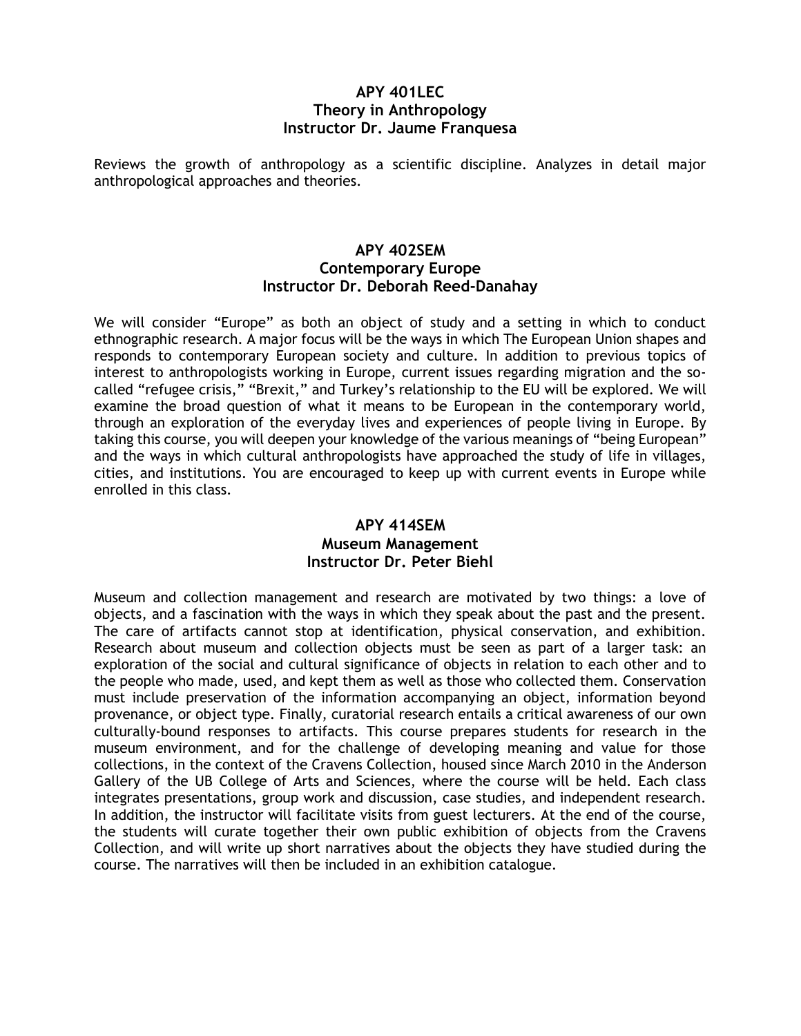**APY 401LEC**
**Theory in Anthropology**
**Instructor Dr. Jaume Franquesa**

Reviews the growth of anthropology as a scientific discipline. Analyzes in detail major anthropological approaches and theories.

**APY 402SEM**
**Contemporary Europe**
**Instructor Dr. Deborah Reed-Danahay**

We will consider "Europe" as both an object of study and a setting in which to conduct ethnographic research. A major focus will be the ways in which The European Union shapes and responds to contemporary European society and culture. In addition to previous topics of interest to anthropologists working in Europe, current issues regarding migration and the so-called "refugee crisis," "Brexit," and Turkey's relationship to the EU will be explored. We will examine the broad question of what it means to be European in the contemporary world, through an exploration of the everyday lives and experiences of people living in Europe. By taking this course, you will deepen your knowledge of the various meanings of "being European" and the ways in which cultural anthropologists have approached the study of life in villages, cities, and institutions. You are encouraged to keep up with current events in Europe while enrolled in this class.

**APY 414SEM**
**Museum Management**
**Instructor Dr. Peter Biehl**

Museum and collection management and research are motivated by two things: a love of objects, and a fascination with the ways in which they speak about the past and the present. The care of artifacts cannot stop at identification, physical conservation, and exhibition. Research about museum and collection objects must be seen as part of a larger task: an exploration of the social and cultural significance of objects in relation to each other and to the people who made, used, and kept them as well as those who collected them. Conservation must include preservation of the information accompanying an object, information beyond provenance, or object type. Finally, curatorial research entails a critical awareness of our own culturally-bound responses to artifacts. This course prepares students for research in the museum environment, and for the challenge of developing meaning and value for those collections, in the context of the Cravens Collection, housed since March 2010 in the Anderson Gallery of the UB College of Arts and Sciences, where the course will be held. Each class integrates presentations, group work and discussion, case studies, and independent research. In addition, the instructor will facilitate visits from guest lecturers. At the end of the course, the students will curate together their own public exhibition of objects from the Cravens Collection, and will write up short narratives about the objects they have studied during the course. The narratives will then be included in an exhibition catalogue.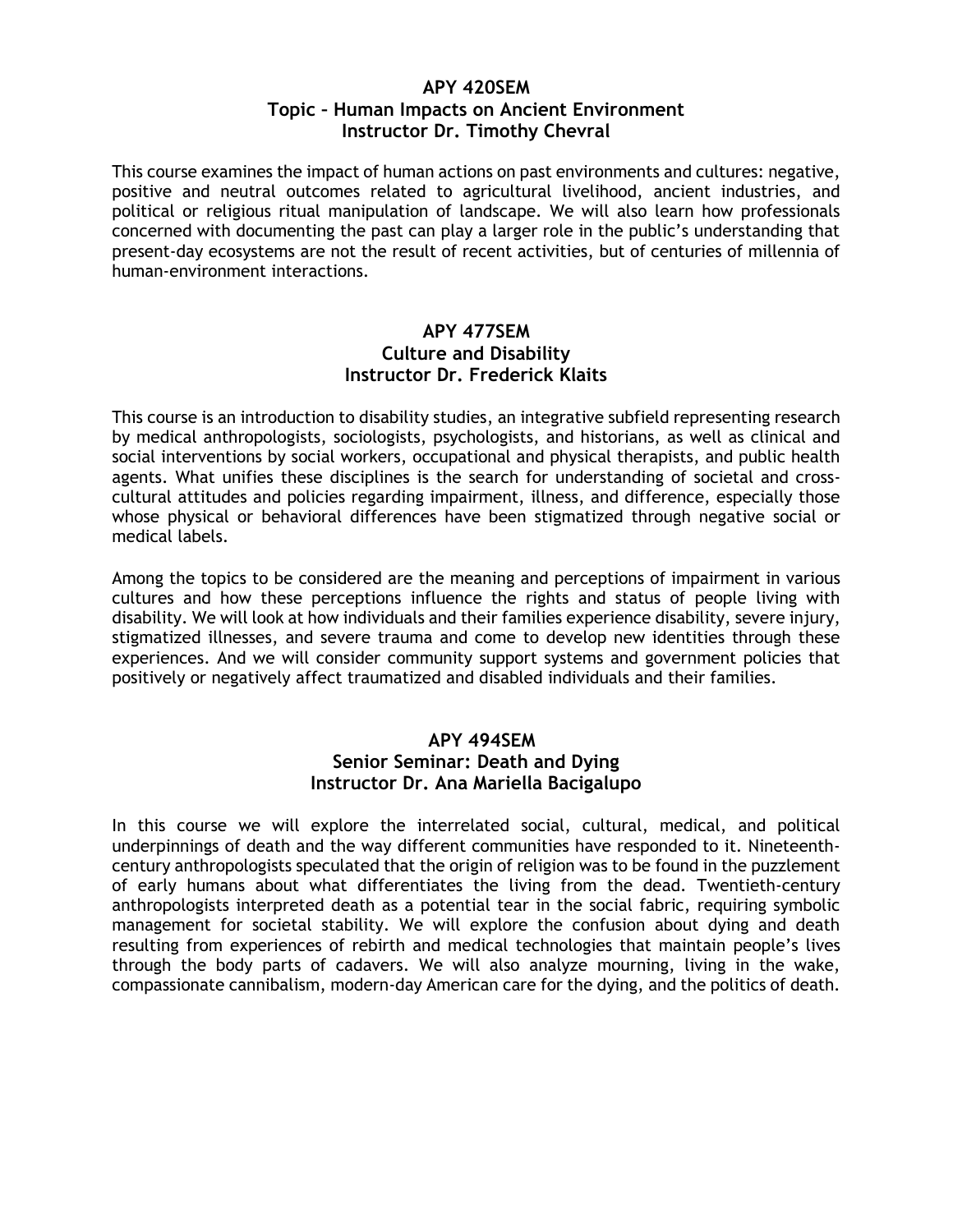**APY 420SEM**
**Topic – Human Impacts on Ancient Environment**
**Instructor Dr. Timothy Chevral**

This course examines the impact of human actions on past environments and cultures: negative, positive and neutral outcomes related to agricultural livelihood, ancient industries, and political or religious ritual manipulation of landscape. We will also learn how professionals concerned with documenting the past can play a larger role in the public's understanding that present-day ecosystems are not the result of recent activities, but of centuries of millennia of human-environment interactions.

**APY 477SEM**
**Culture and Disability**
**Instructor Dr. Frederick Klaits**

This course is an introduction to disability studies, an integrative subfield representing research by medical anthropologists, sociologists, psychologists, and historians, as well as clinical and social interventions by social workers, occupational and physical therapists, and public health agents. What unifies these disciplines is the search for understanding of societal and cross-cultural attitudes and policies regarding impairment, illness, and difference, especially those whose physical or behavioral differences have been stigmatized through negative social or medical labels.

Among the topics to be considered are the meaning and perceptions of impairment in various cultures and how these perceptions influence the rights and status of people living with disability. We will look at how individuals and their families experience disability, severe injury, stigmatized illnesses, and severe trauma and come to develop new identities through these experiences. And we will consider community support systems and government policies that positively or negatively affect traumatized and disabled individuals and their families.

**APY 494SEM**
**Senior Seminar: Death and Dying**
**Instructor Dr. Ana Mariella Bacigalupo**

In this course we will explore the interrelated social, cultural, medical, and political underpinnings of death and the way different communities have responded to it. Nineteenth-century anthropologists speculated that the origin of religion was to be found in the puzzlement of early humans about what differentiates the living from the dead. Twentieth-century anthropologists interpreted death as a potential tear in the social fabric, requiring symbolic management for societal stability. We will explore the confusion about dying and death resulting from experiences of rebirth and medical technologies that maintain people's lives through the body parts of cadavers. We will also analyze mourning, living in the wake, compassionate cannibalism, modern-day American care for the dying, and the politics of death.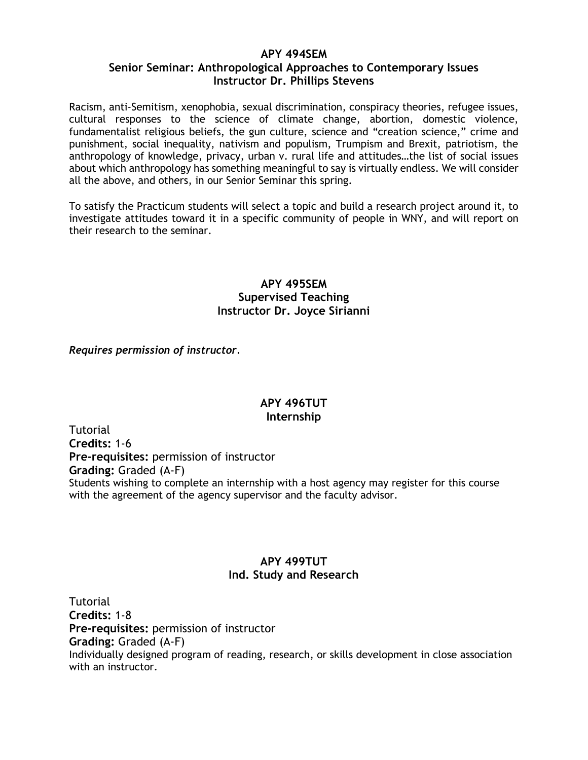## APY 494SEM
## Senior Seminar: Anthropological Approaches to Contemporary Issues
## Instructor Dr. Phillips Stevens

Racism, anti-Semitism, xenophobia, sexual discrimination, conspiracy theories, refugee issues, cultural responses to the science of climate change, abortion, domestic violence, fundamentalist religious beliefs, the gun culture, science and "creation science," crime and punishment, social inequality, nativism and populism, Trumpism and Brexit, patriotism, the anthropology of knowledge, privacy, urban v. rural life and attitudes…the list of social issues about which anthropology has something meaningful to say is virtually endless. We will consider all the above, and others, in our Senior Seminar this spring.

To satisfy the Practicum students will select a topic and build a research project around it, to investigate attitudes toward it in a specific community of people in WNY, and will report on their research to the seminar.

## APY 495SEM
## Supervised Teaching
## Instructor Dr. Joyce Sirianni

***Requires permission of instructor*.**

## APY 496TUT
## Internship

Tutorial
**Credits:** 1-6
**Pre-requisites:** permission of instructor
**Grading:** Graded (A-F)
Students wishing to complete an internship with a host agency may register for this course with the agreement of the agency supervisor and the faculty advisor.

## APY 499TUT
## Ind. Study and Research

Tutorial
**Credits:** 1-8
**Pre-requisites:** permission of instructor
**Grading:** Graded (A-F)
Individually designed program of reading, research, or skills development in close association with an instructor.